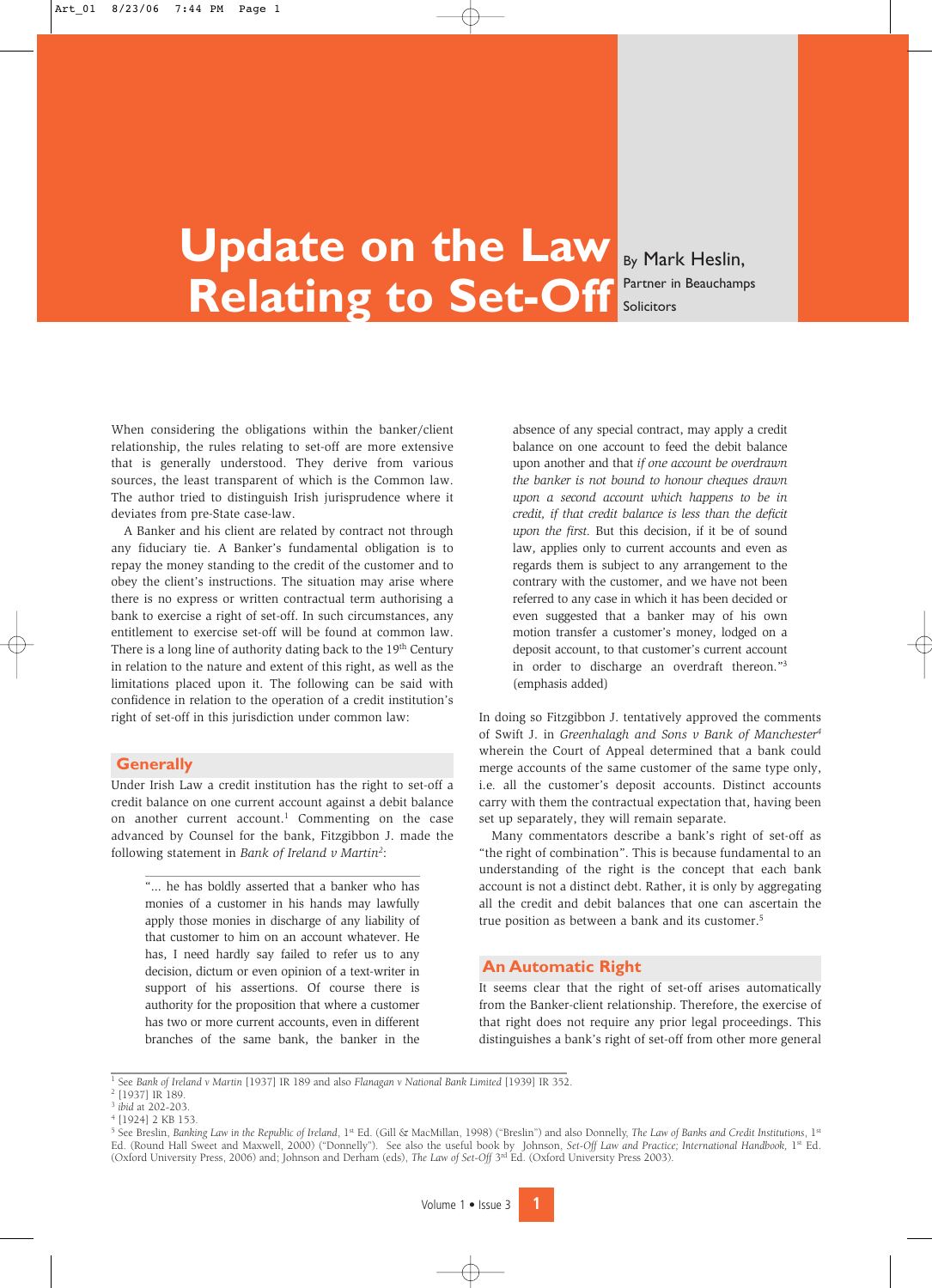# Update on the Law Relating to Set-Off

By Mark Heslin, Partner in Beauchamps Solicitors

When considering the obligations within the banker/client relationship, the rules relating to set-off are more extensive that is generally understood. They derive from various sources, the least transparent of which is the Common law. The author tried to distinguish Irish jurisprudence where it deviates from pre-State case-law.

A Banker and his client are related by contract not through any fiduciary tie. A Banker's fundamental obligation is to repay the money standing to the credit of the customer and to obey the client's instructions. The situation may arise where there is no express or written contractual term authorising a bank to exercise a right of set-off. In such circumstances, any entitlement to exercise set-off will be found at common law. There is a long line of authority dating back to the 19th Century in relation to the nature and extent of this right, as well as the limitations placed upon it. The following can be said with confidence in relation to the operation of a credit institution's right of set-off in this jurisdiction under common law:

## Generally

Under Irish Law a credit institution has the right to set-off a credit balance on one current account against a debit balance on another current account.[1] Commenting on the case advanced by Counsel for the bank, Fitzgibbon J. made the following statement in *Bank of Ireland v Martin*[2]:

> "... he has boldly asserted that a banker who has monies of a customer in his hands may lawfully apply those monies in discharge of any liability of that customer to him on an account whatever. He has, I need hardly say failed to refer us to any decision, dictum or even opinion of a text-writer in support of his assertions. Of course there is authority for the proposition that where a customer has two or more current accounts, even in different branches of the same bank, the banker in the absence of any special contract, may apply a credit balance on one account to feed the debit balance upon another and that *if one account be overdrawn the banker is not bound to honour cheques drawn upon a second account which happens to be in credit, if that credit balance is less than the deficit upon the first*. But this decision, if it be of sound law, applies only to current accounts and even as regards them is subject to any arrangement to the contrary with the customer, and we have not been referred to any case in which it has been decided or even suggested that a banker may of his own motion transfer a customer's money, lodged on a deposit account, to that customer's current account in order to discharge an overdraft thereon."[3] (emphasis added)

In doing so Fitzgibbon J. tentatively approved the comments of Swift J. in *Greenhalagh and Sons v Bank of Manchester*[4] wherein the Court of Appeal determined that a bank could merge accounts of the same customer of the same type only, i.e. all the customer's deposit accounts. Distinct accounts carry with them the contractual expectation that, having been set up separately, they will remain separate.

Many commentators describe a bank's right of set-off as "the right of combination". This is because fundamental to an understanding of the right is the concept that each bank account is not a distinct debt. Rather, it is only by aggregating all the credit and debit balances that one can ascertain the true position as between a bank and its customer.[5]

## An Automatic Right

It seems clear that the right of set-off arises automatically from the Banker-client relationship. Therefore, the exercise of that right does not require any prior legal proceedings. This distinguishes a bank's right of set-off from other more general

---

[1] See *Bank of Ireland v Martin* [1937] IR 189 and also *Flanagan v National Bank Limited* [1939] IR 352.

[2] [1937] IR 189.

[3] *ibid* at 202-203.

[4] [1924] 2 KB 153.

[5] See Breslin, *Banking Law in the Republic of Ireland*, 1st Ed. (Gill & MacMillan, 1998) ("Breslin") and also Donnelly, *The Law of Banks and Credit Institutions*, 1st Ed. (Round Hall Sweet and Maxwell, 2000) ("Donnelly"). See also the useful book by Johnson, *Set-Off Law and Practice; International Handbook*, 1st Ed. (Oxford University Press, 2006) and; Johnson and Derham (eds), *The Law of Set-Off* 3rd Ed. (Oxford University Press 2003).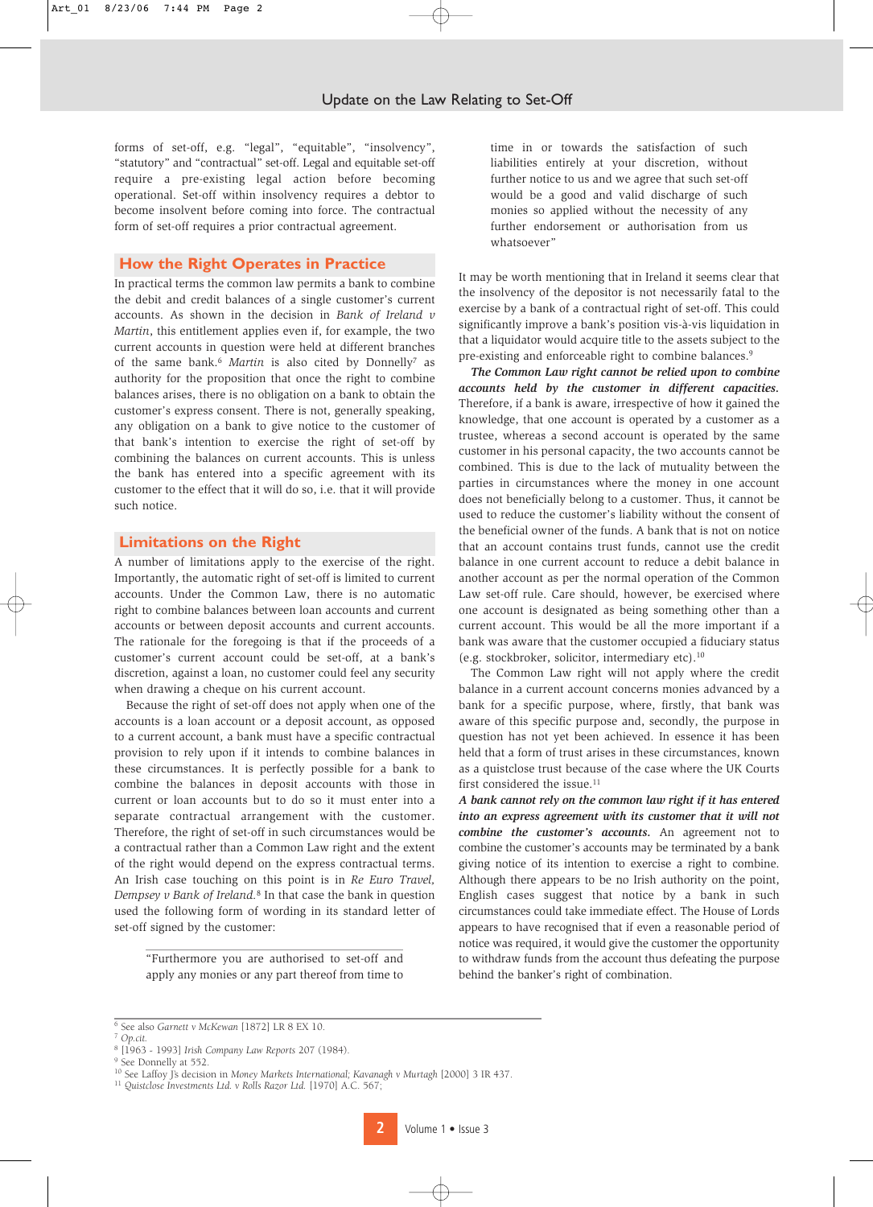forms of set-off, e.g. "legal", "equitable", "insolvency", "statutory" and "contractual" set-off. Legal and equitable set-off require a pre-existing legal action before becoming operational. Set-off within insolvency requires a debtor to become insolvent before coming into force. The contractual form of set-off requires a prior contractual agreement.

## How the Right Operates in Practice

In practical terms the common law permits a bank to combine the debit and credit balances of a single customer's current accounts. As shown in the decision in *Bank of Ireland v Martin*, this entitlement applies even if, for example, the two current accounts in question were held at different branches of the same bank.[6] *Martin* is also cited by Donnelly[7] as authority for the proposition that once the right to combine balances arises, there is no obligation on a bank to obtain the customer's express consent. There is not, generally speaking, any obligation on a bank to give notice to the customer of that bank's intention to exercise the right of set-off by combining the balances on current accounts. This is unless the bank has entered into a specific agreement with its customer to the effect that it will do so, i.e. that it will provide such notice.

## Limitations on the Right

A number of limitations apply to the exercise of the right. Importantly, the automatic right of set-off is limited to current accounts. Under the Common Law, there is no automatic right to combine balances between loan accounts and current accounts or between deposit accounts and current accounts. The rationale for the foregoing is that if the proceeds of a customer's current account could be set-off, at a bank's discretion, against a loan, no customer could feel any security when drawing a cheque on his current account.

Because the right of set-off does not apply when one of the accounts is a loan account or a deposit account, as opposed to a current account, a bank must have a specific contractual provision to rely upon if it intends to combine balances in these circumstances. It is perfectly possible for a bank to combine the balances in deposit accounts with those in current or loan accounts but to do so it must enter into a separate contractual arrangement with the customer. Therefore, the right of set-off in such circumstances would be a contractual rather than a Common Law right and the extent of the right would depend on the express contractual terms. An Irish case touching on this point is in *Re Euro Travel, Dempsey v Bank of Ireland*.[8] In that case the bank in question used the following form of wording in its standard letter of set-off signed by the customer:

> "Furthermore you are authorised to set-off and apply any monies or any part thereof from time to time in or towards the satisfaction of such liabilities entirely at your discretion, without further notice to us and we agree that such set-off would be a good and valid discharge of such monies so applied without the necessity of any further endorsement or authorisation from us whatsoever"

It may be worth mentioning that in Ireland it seems clear that the insolvency of the depositor is not necessarily fatal to the exercise by a bank of a contractual right of set-off. This could significantly improve a bank's position vis-à-vis liquidation in that a liquidator would acquire title to the assets subject to the pre-existing and enforceable right to combine balances.[9]

***The Common Law right cannot be relied upon to combine accounts held by the customer in different capacities.*** Therefore, if a bank is aware, irrespective of how it gained the knowledge, that one account is operated by a customer as a trustee, whereas a second account is operated by the same customer in his personal capacity, the two accounts cannot be combined. This is due to the lack of mutuality between the parties in circumstances where the money in one account does not beneficially belong to a customer. Thus, it cannot be used to reduce the customer's liability without the consent of the beneficial owner of the funds. A bank that is not on notice that an account contains trust funds, cannot use the credit balance in one current account to reduce a debit balance in another account as per the normal operation of the Common Law set-off rule. Care should, however, be exercised where one account is designated as being something other than a current account. This would be all the more important if a bank was aware that the customer occupied a fiduciary status (e.g. stockbroker, solicitor, intermediary etc).[10]

The Common Law right will not apply where the credit balance in a current account concerns monies advanced by a bank for a specific purpose, where, firstly, that bank was aware of this specific purpose and, secondly, the purpose in question has not yet been achieved. In essence it has been held that a form of trust arises in these circumstances, known as a quistclose trust because of the case where the UK Courts first considered the issue.[11]

***A bank cannot rely on the common law right if it has entered into an express agreement with its customer that it will not combine the customer's accounts.*** An agreement not to combine the customer's accounts may be terminated by a bank giving notice of its intention to exercise a right to combine. Although there appears to be no Irish authority on the point, English cases suggest that notice by a bank in such circumstances could take immediate effect. The House of Lords appears to have recognised that if even a reasonable period of notice was required, it would give the customer the opportunity to withdraw funds from the account thus defeating the purpose behind the banker's right of combination.

---

[6] See also *Garnett v McKewan* [1872] LR 8 EX 10.
[7] *Op.cit.*
[8] [1963 - 1993] *Irish Company Law Reports* 207 (1984).
[9] See Donnelly at 552.
[10] See Laffoy J's decision in *Money Markets International; Kavanagh v Murtagh* [2000] 3 IR 437.
[11] *Quistclose Investments Ltd. v Rolls Razor Ltd.* [1970] A.C. 567;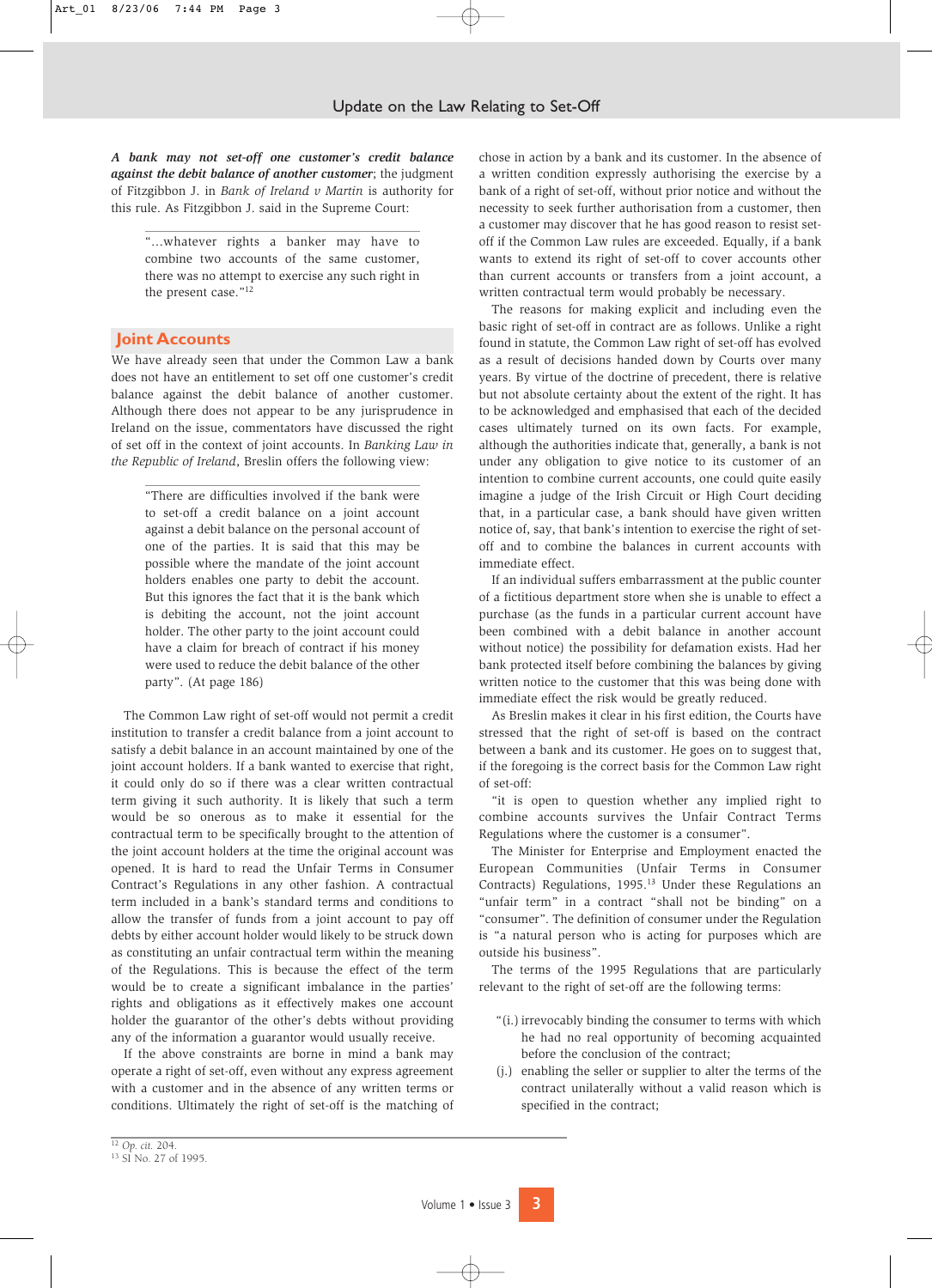**_A bank may not set-off one customer's credit balance against the debit balance of another customer_**; the judgment of Fitzgibbon J. in *Bank of Ireland v Martin* is authority for this rule. As Fitzgibbon J. said in the Supreme Court:

> "...whatever rights a banker may have to combine two accounts of the same customer, there was no attempt to exercise any such right in the present case."[12]

## Joint Accounts

We have already seen that under the Common Law a bank does not have an entitlement to set off one customer's credit balance against the debit balance of another customer. Although there does not appear to be any jurisprudence in Ireland on the issue, commentators have discussed the right of set off in the context of joint accounts. In *Banking Law in the Republic of Ireland*, Breslin offers the following view:

> "There are difficulties involved if the bank were to set-off a credit balance on a joint account against a debit balance on the personal account of one of the parties. It is said that this may be possible where the mandate of the joint account holders enables one party to debit the account. But this ignores the fact that it is the bank which is debiting the account, not the joint account holder. The other party to the joint account could have a claim for breach of contract if his money were used to reduce the debit balance of the other party". (At page 186)

The Common Law right of set-off would not permit a credit institution to transfer a credit balance from a joint account to satisfy a debit balance in an account maintained by one of the joint account holders. If a bank wanted to exercise that right, it could only do so if there was a clear written contractual term giving it such authority. It is likely that such a term would be so onerous as to make it essential for the contractual term to be specifically brought to the attention of the joint account holders at the time the original account was opened. It is hard to read the Unfair Terms in Consumer Contract's Regulations in any other fashion. A contractual term included in a bank's standard terms and conditions to allow the transfer of funds from a joint account to pay off debts by either account holder would likely to be struck down as constituting an unfair contractual term within the meaning of the Regulations. This is because the effect of the term would be to create a significant imbalance in the parties' rights and obligations as it effectively makes one account holder the guarantor of the other's debts without providing any of the information a guarantor would usually receive.

If the above constraints are borne in mind a bank may operate a right of set-off, even without any express agreement with a customer and in the absence of any written terms or conditions. Ultimately the right of set-off is the matching of chose in action by a bank and its customer. In the absence of a written condition expressly authorising the exercise by a bank of a right of set-off, without prior notice and without the necessity to seek further authorisation from a customer, then a customer may discover that he has good reason to resist set-off if the Common Law rules are exceeded. Equally, if a bank wants to extend its right of set-off to cover accounts other than current accounts or transfers from a joint account, a written contractual term would probably be necessary.

The reasons for making explicit and including even the basic right of set-off in contract are as follows. Unlike a right found in statute, the Common Law right of set-off has evolved as a result of decisions handed down by Courts over many years. By virtue of the doctrine of precedent, there is relative but not absolute certainty about the extent of the right. It has to be acknowledged and emphasised that each of the decided cases ultimately turned on its own facts. For example, although the authorities indicate that, generally, a bank is not under any obligation to give notice to its customer of an intention to combine current accounts, one could quite easily imagine a judge of the Irish Circuit or High Court deciding that, in a particular case, a bank should have given written notice of, say, that bank's intention to exercise the right of set-off and to combine the balances in current accounts with immediate effect.

If an individual suffers embarrassment at the public counter of a fictitious department store when she is unable to effect a purchase (as the funds in a particular current account have been combined with a debit balance in another account without notice) the possibility for defamation exists. Had her bank protected itself before combining the balances by giving written notice to the customer that this was being done with immediate effect the risk would be greatly reduced.

As Breslin makes it clear in his first edition, the Courts have stressed that the right of set-off is based on the contract between a bank and its customer. He goes on to suggest that, if the foregoing is the correct basis for the Common Law right of set-off:

"it is open to question whether any implied right to combine accounts survives the Unfair Contract Terms Regulations where the customer is a consumer".

The Minister for Enterprise and Employment enacted the European Communities (Unfair Terms in Consumer Contracts) Regulations, 1995.[13] Under these Regulations an "unfair term" in a contract "shall not be binding" on a "consumer". The definition of consumer under the Regulation is "a natural person who is acting for purposes which are outside his business".

The terms of the 1995 Regulations that are particularly relevant to the right of set-off are the following terms:

"(i.) irrevocably binding the consumer to terms with which he had no real opportunity of becoming acquainted before the conclusion of the contract;

(j.) enabling the seller or supplier to alter the terms of the contract unilaterally without a valid reason which is specified in the contract;

---

[12] *Op. cit.* 204.

[13] SI No. 27 of 1995.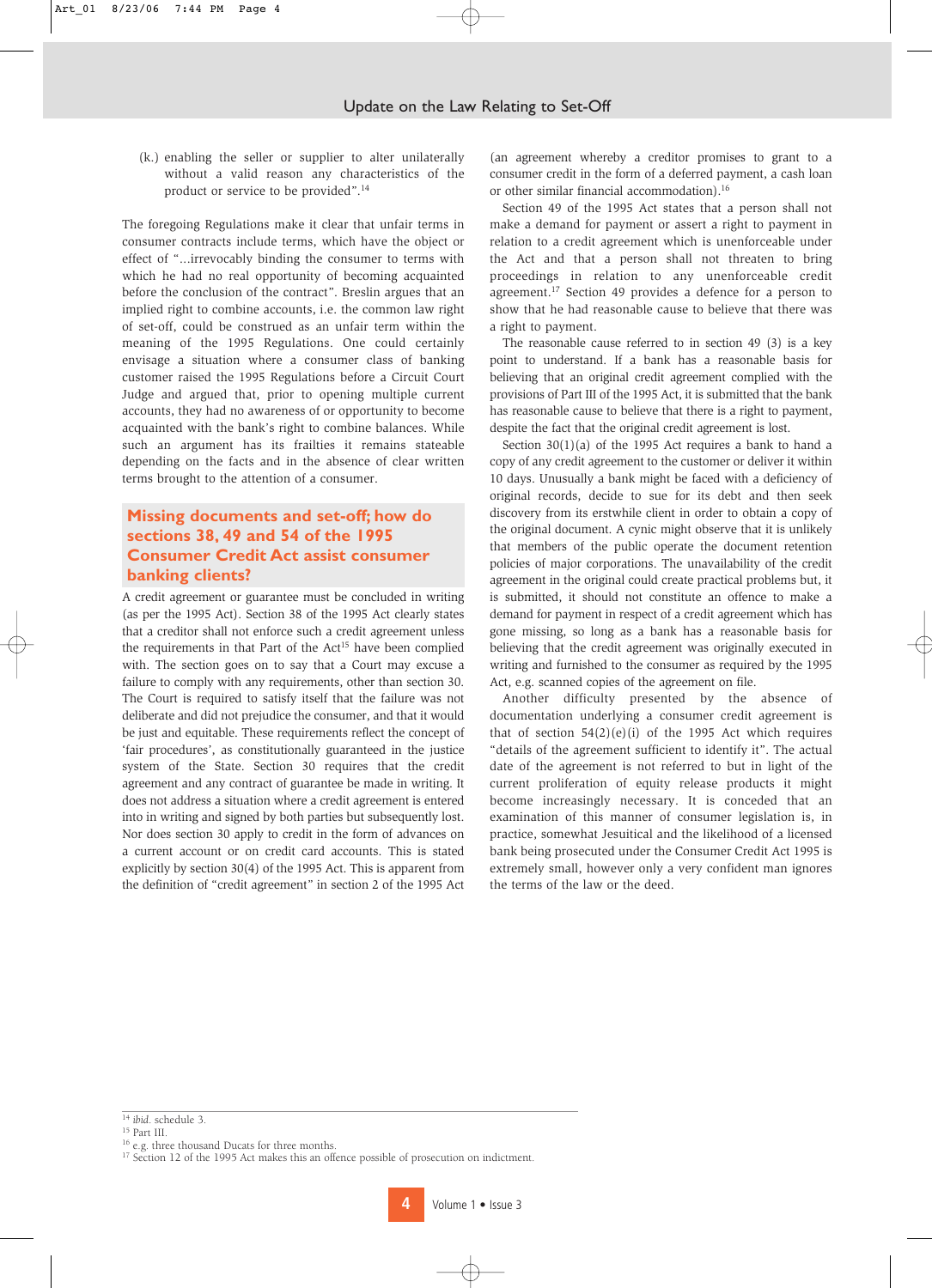(k.) enabling the seller or supplier to alter unilaterally without a valid reason any characteristics of the product or service to be provided".[14]

The foregoing Regulations make it clear that unfair terms in consumer contracts include terms, which have the object or effect of "...irrevocably binding the consumer to terms with which he had no real opportunity of becoming acquainted before the conclusion of the contract". Breslin argues that an implied right to combine accounts, i.e. the common law right of set-off, could be construed as an unfair term within the meaning of the 1995 Regulations. One could certainly envisage a situation where a consumer class of banking customer raised the 1995 Regulations before a Circuit Court Judge and argued that, prior to opening multiple current accounts, they had no awareness of or opportunity to become acquainted with the bank's right to combine balances. While such an argument has its frailties it remains stateable depending on the facts and in the absence of clear written terms brought to the attention of a consumer.

## Missing documents and set-off; how do sections 38, 49 and 54 of the 1995 Consumer Credit Act assist consumer banking clients?

A credit agreement or guarantee must be concluded in writing (as per the 1995 Act). Section 38 of the 1995 Act clearly states that a creditor shall not enforce such a credit agreement unless the requirements in that Part of the Act[15] have been complied with. The section goes on to say that a Court may excuse a failure to comply with any requirements, other than section 30. The Court is required to satisfy itself that the failure was not deliberate and did not prejudice the consumer, and that it would be just and equitable. These requirements reflect the concept of 'fair procedures', as constitutionally guaranteed in the justice system of the State. Section 30 requires that the credit agreement and any contract of guarantee be made in writing. It does not address a situation where a credit agreement is entered into in writing and signed by both parties but subsequently lost. Nor does section 30 apply to credit in the form of advances on a current account or on credit card accounts. This is stated explicitly by section 30(4) of the 1995 Act. This is apparent from the definition of "credit agreement" in section 2 of the 1995 Act (an agreement whereby a creditor promises to grant to a consumer credit in the form of a deferred payment, a cash loan or other similar financial accommodation).[16]

Section 49 of the 1995 Act states that a person shall not make a demand for payment or assert a right to payment in relation to a credit agreement which is unenforceable under the Act and that a person shall not threaten to bring proceedings in relation to any unenforceable credit agreement.[17] Section 49 provides a defence for a person to show that he had reasonable cause to believe that there was a right to payment.

The reasonable cause referred to in section 49 (3) is a key point to understand. If a bank has a reasonable basis for believing that an original credit agreement complied with the provisions of Part III of the 1995 Act, it is submitted that the bank has reasonable cause to believe that there is a right to payment, despite the fact that the original credit agreement is lost.

Section 30(1)(a) of the 1995 Act requires a bank to hand a copy of any credit agreement to the customer or deliver it within 10 days. Unusually a bank might be faced with a deficiency of original records, decide to sue for its debt and then seek discovery from its erstwhile client in order to obtain a copy of the original document. A cynic might observe that it is unlikely that members of the public operate the document retention policies of major corporations. The unavailability of the credit agreement in the original could create practical problems but, it is submitted, it should not constitute an offence to make a demand for payment in respect of a credit agreement which has gone missing, so long as a bank has a reasonable basis for believing that the credit agreement was originally executed in writing and furnished to the consumer as required by the 1995 Act, e.g. scanned copies of the agreement on file.

Another difficulty presented by the absence of documentation underlying a consumer credit agreement is that of section 54(2)(e)(i) of the 1995 Act which requires "details of the agreement sufficient to identify it". The actual date of the agreement is not referred to but in light of the current proliferation of equity release products it might become increasingly necessary. It is conceded that an examination of this manner of consumer legislation is, in practice, somewhat Jesuitical and the likelihood of a licensed bank being prosecuted under the Consumer Credit Act 1995 is extremely small, however only a very confident man ignores the terms of the law or the deed.

---

[14] *ibid.* schedule 3.

[15] Part III.

[16] e.g. three thousand Ducats for three months.

[17] Section 12 of the 1995 Act makes this an offence possible of prosecution on indictment.